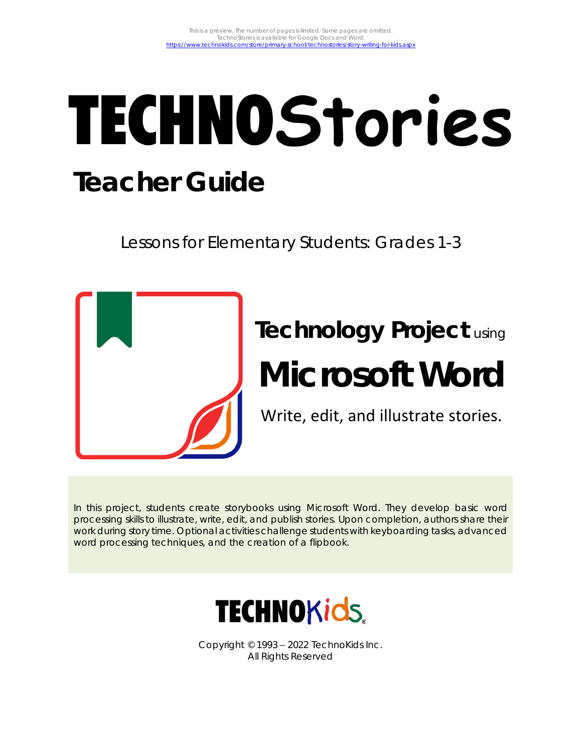This is a preview. The number of pages is limited. Some pages are omitted.
TechnoStories is available for Google Docs and Word.
https://www.technokids.com/store/primary-school/technostories/story-writing-for-kids.aspx

# TECHNOStories

## Teacher Guide

Lessons for Elementary Students: Grades 1-3

**Technology Project** using

# Microsoft Word

Write, edit, and illustrate stories.

In this project, students create storybooks using Microsoft Word. They develop basic word processing skills to illustrate, write, edit, and publish stories. Upon completion, authors share their work during story time. Optional activities challenge students with keyboarding tasks, advanced word processing techniques, and the creation of a flipbook.

TECHNOKids

Copyright © 1993 – 2022 TechnoKids Inc.
All Rights Reserved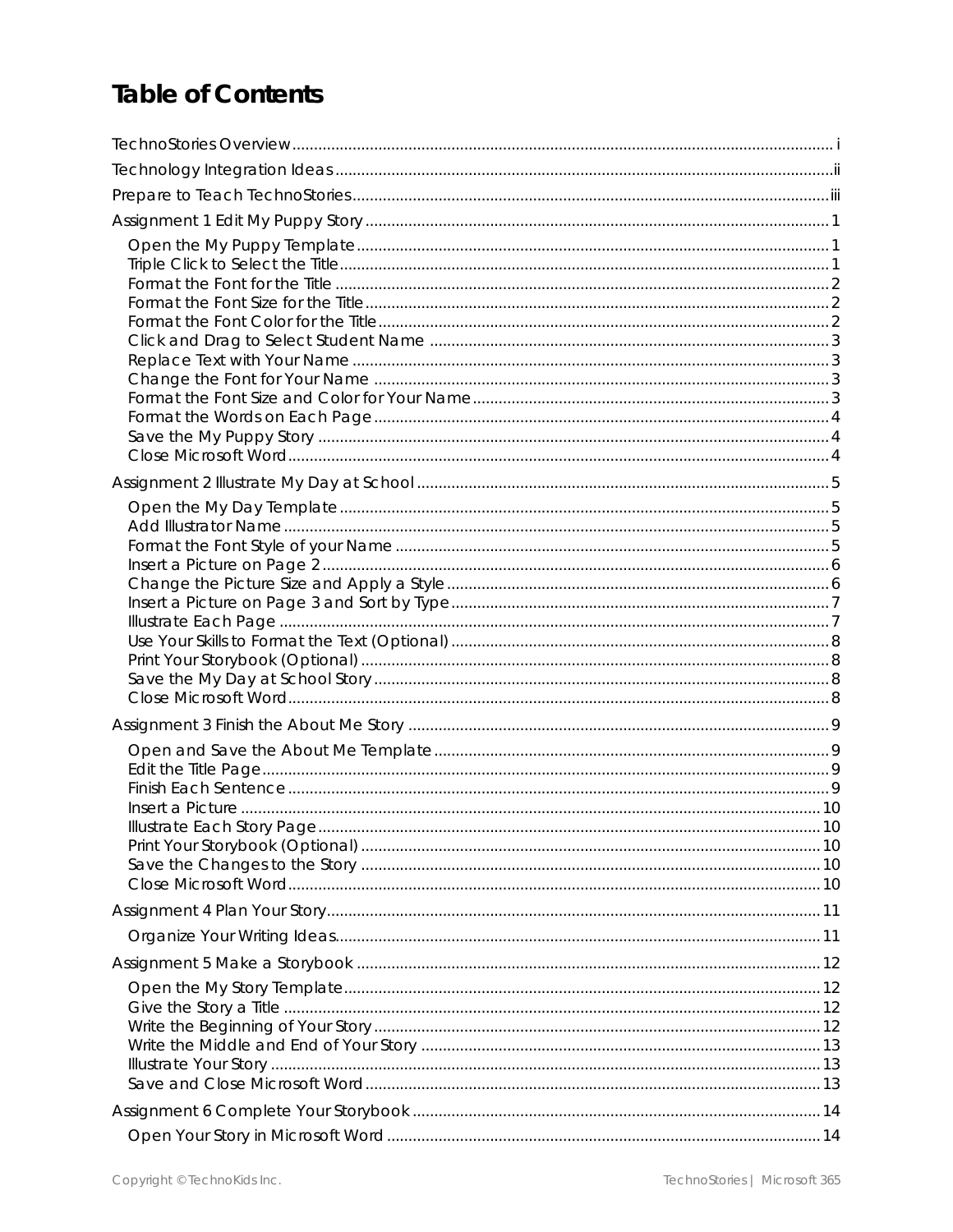# Table of Contents

- TechnoStories Overview ... i
- Technology Integration Ideas ... ii
- Prepare to Teach TechnoStories ... iii
- Assignment 1 Edit My Puppy Story ... 1
  - Open the My Puppy Template ... 1
  - Triple Click to Select the Title ... 1
  - Format the Font for the Title ... 2
  - Format the Font Size for the Title ... 2
  - Format the Font Color for the Title ... 2
  - Click and Drag to Select Student Name ... 3
  - Replace Text with Your Name ... 3
  - Change the Font for Your Name ... 3
  - Format the Font Size and Color for Your Name ... 3
  - Format the Words on Each Page ... 4
  - Save the My Puppy Story ... 4
  - Close Microsoft Word ... 4
- Assignment 2 Illustrate My Day at School ... 5
  - Open the My Day Template ... 5
  - Add Illustrator Name ... 5
  - Format the Font Style of your Name ... 5
  - Insert a Picture on Page 2 ... 6
  - Change the Picture Size and Apply a Style ... 6
  - Insert a Picture on Page 3 and Sort by Type ... 7
  - Illustrate Each Page ... 7
  - Use Your Skills to Format the Text (Optional) ... 8
  - Print Your Storybook (Optional) ... 8
  - Save the My Day at School Story ... 8
  - Close Microsoft Word ... 8
- Assignment 3 Finish the About Me Story ... 9
  - Open and Save the About Me Template ... 9
  - Edit the Title Page ... 9
  - Finish Each Sentence ... 9
  - Insert a Picture ... 10
  - Illustrate Each Story Page ... 10
  - Print Your Storybook (Optional) ... 10
  - Save the Changes to the Story ... 10
  - Close Microsoft Word ... 10
- Assignment 4 Plan Your Story ... 11
  - Organize Your Writing Ideas ... 11
- Assignment 5 Make a Storybook ... 12
  - Open the My Story Template ... 12
  - Give the Story a Title ... 12
  - Write the Beginning of Your Story ... 12
  - Write the Middle and End of Your Story ... 13
  - Illustrate Your Story ... 13
  - Save and Close Microsoft Word ... 13
- Assignment 6 Complete Your Storybook ... 14
  - Open Your Story in Microsoft Word ... 14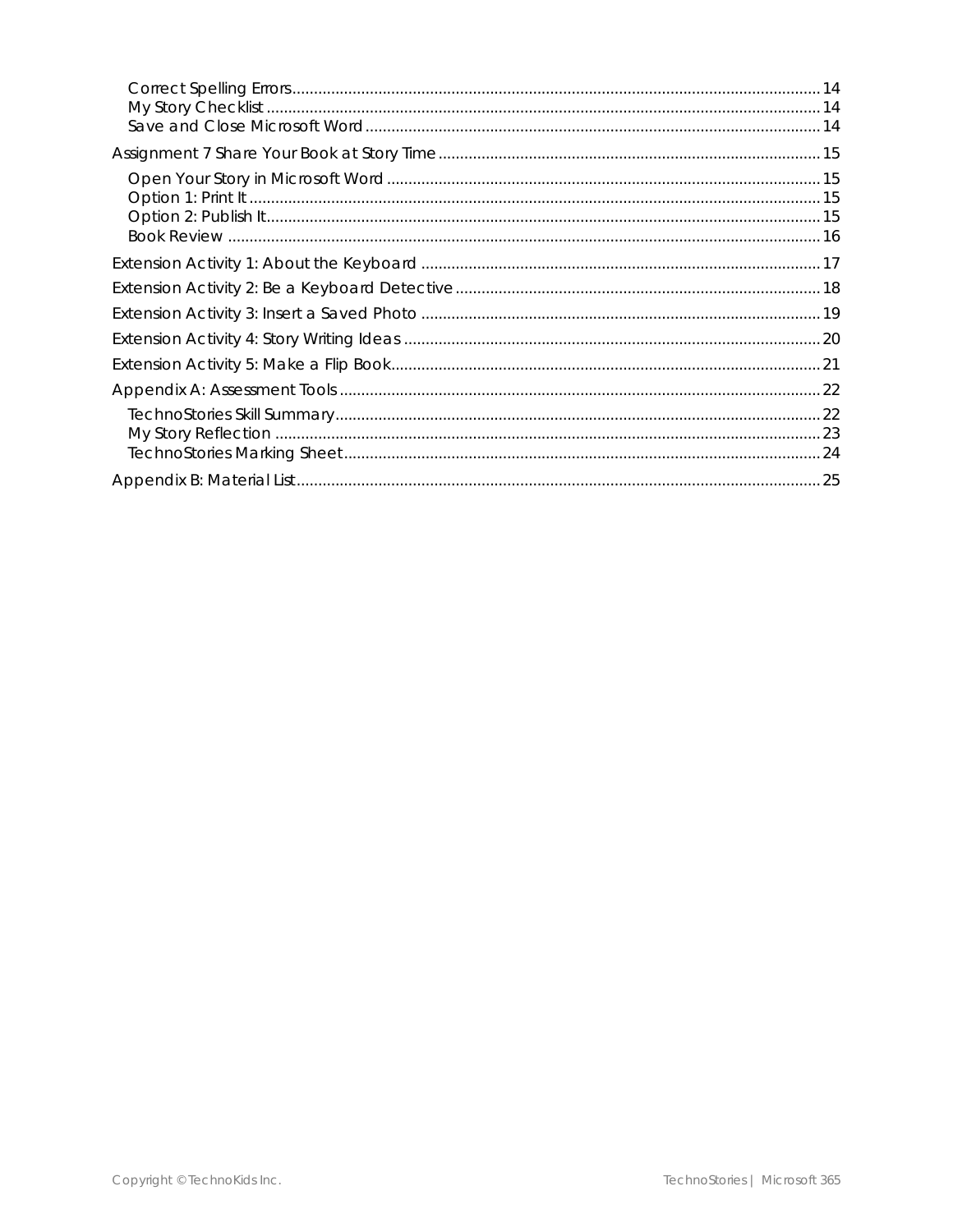- Correct Spelling Errors .......... 14
- My Story Checklist .......... 14
- Save and Close Microsoft Word .......... 14

Assignment 7 Share Your Book at Story Time .......... 15

- Open Your Story in Microsoft Word .......... 15
- Option 1: Print It .......... 15
- Option 2: Publish It .......... 15
- Book Review .......... 16

Extension Activity 1: About the Keyboard .......... 17

Extension Activity 2: Be a Keyboard Detective .......... 18

Extension Activity 3: Insert a Saved Photo .......... 19

Extension Activity 4: Story Writing Ideas .......... 20

Extension Activity 5: Make a Flip Book .......... 21

Appendix A: Assessment Tools .......... 22

- TechnoStories Skill Summary .......... 22
- My Story Reflection .......... 23
- TechnoStories Marking Sheet .......... 24

Appendix B: Material List .......... 25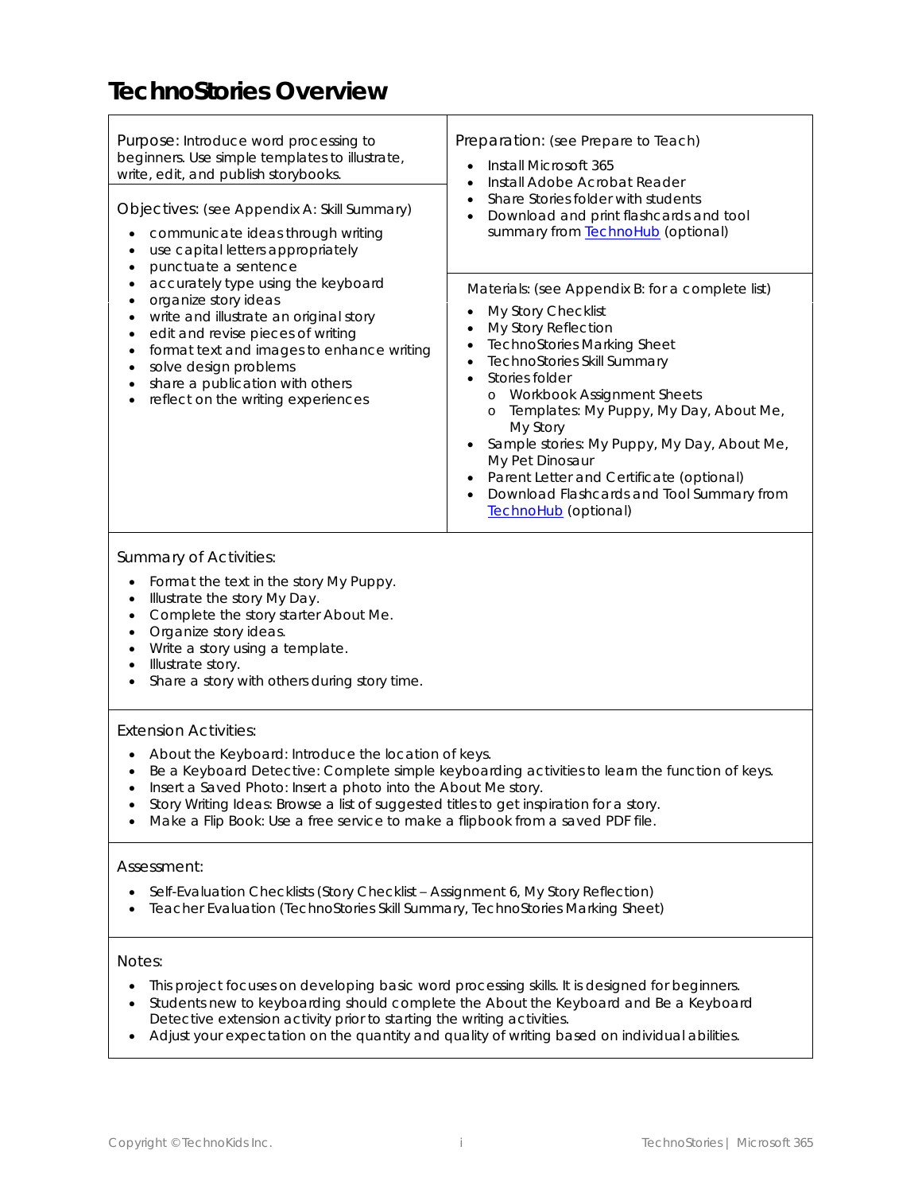# TechnoStories Overview

Purpose: Introduce word processing to beginners. Use simple templates to illustrate, write, edit, and publish storybooks.

Objectives: (see Appendix A: Skill Summary)

- communicate ideas through writing
- use capital letters appropriately
- punctuate a sentence
- accurately type using the keyboard
- organize story ideas
- write and illustrate an original story
- edit and revise pieces of writing
- format text and images to enhance writing
- solve design problems
- share a publication with others
- reflect on the writing experiences

Preparation: (see Prepare to Teach)

- Install Microsoft 365
- Install Adobe Acrobat Reader
- Share Stories folder with students
- Download and print flashcards and tool summary from TechnoHub (optional)

Materials: (see Appendix B: for a complete list)

- My Story Checklist
- My Story Reflection
- TechnoStories Marking Sheet
- TechnoStories Skill Summary
- Stories folder
  - Workbook Assignment Sheets
  - Templates: My Puppy, My Day, About Me, My Story
- Sample stories: My Puppy, My Day, About Me, My Pet Dinosaur
- Parent Letter and Certificate (optional)
- Download Flashcards and Tool Summary from TechnoHub (optional)

Summary of Activities:

- Format the text in the story My Puppy.
- Illustrate the story My Day.
- Complete the story starter About Me.
- Organize story ideas.
- Write a story using a template.
- Illustrate story.
- Share a story with others during story time.

Extension Activities:

- About the Keyboard: Introduce the location of keys.
- Be a Keyboard Detective: Complete simple keyboarding activities to learn the function of keys.
- Insert a Saved Photo: Insert a photo into the About Me story.
- Story Writing Ideas: Browse a list of suggested titles to get inspiration for a story.
- Make a Flip Book: Use a free service to make a flipbook from a saved PDF file.

Assessment:

- Self-Evaluation Checklists (Story Checklist – Assignment 6, My Story Reflection)
- Teacher Evaluation (TechnoStories Skill Summary, TechnoStories Marking Sheet)

Notes:

- This project focuses on developing basic word processing skills. It is designed for beginners.
- Students new to keyboarding should complete the About the Keyboard and Be a Keyboard Detective extension activity prior to starting the writing activities.
- Adjust your expectation on the quantity and quality of writing based on individual abilities.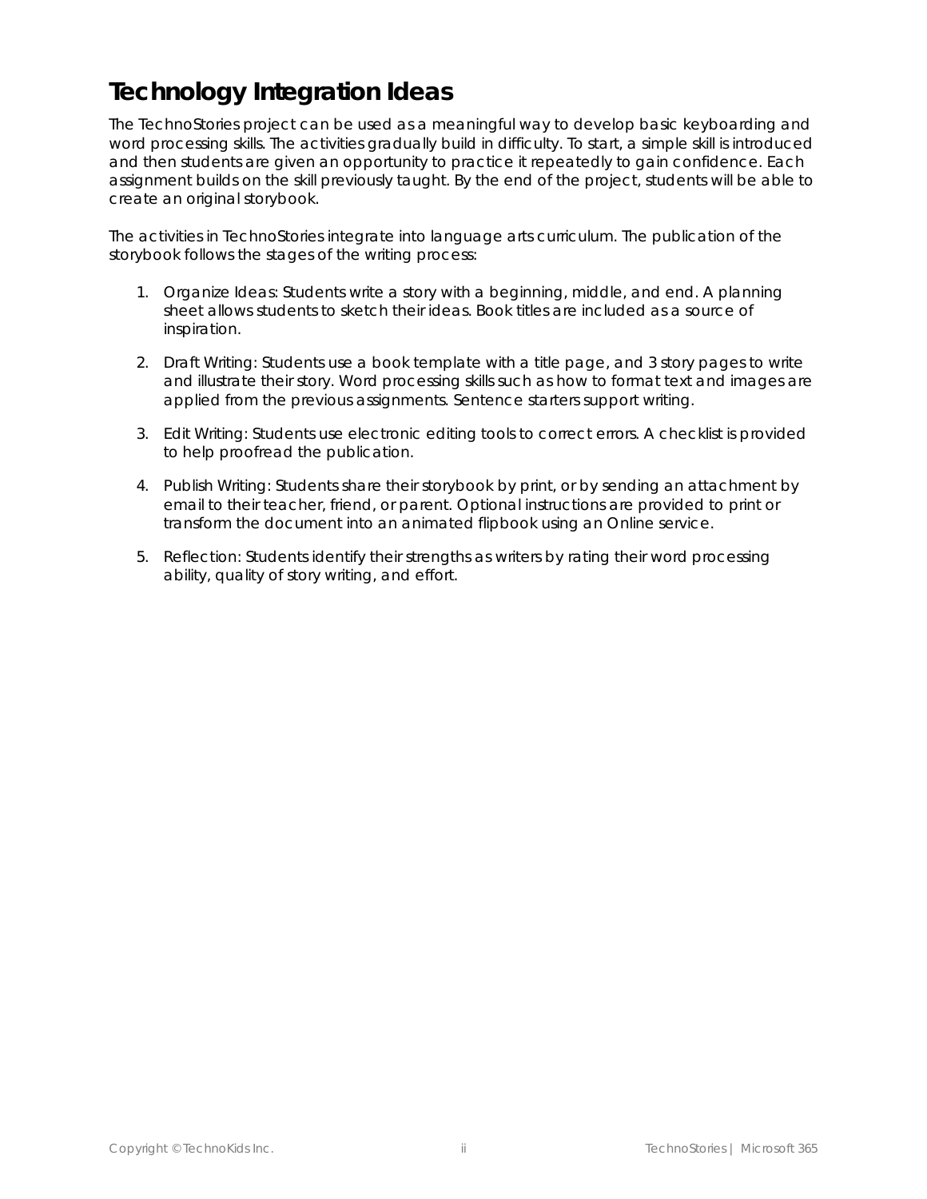# Technology Integration Ideas

The TechnoStories project can be used as a meaningful way to develop basic keyboarding and word processing skills. The activities gradually build in difficulty. To start, a simple skill is introduced and then students are given an opportunity to practice it repeatedly to gain confidence. Each assignment builds on the skill previously taught. By the end of the project, students will be able to create an original storybook.

The activities in TechnoStories integrate into language arts curriculum. The publication of the storybook follows the stages of the writing process:

1. Organize Ideas: Students write a story with a beginning, middle, and end. A planning sheet allows students to sketch their ideas. Book titles are included as a source of inspiration.

2. Draft Writing: Students use a book template with a title page, and 3 story pages to write and illustrate their story. Word processing skills such as how to format text and images are applied from the previous assignments. Sentence starters support writing.

3. Edit Writing: Students use electronic editing tools to correct errors. A checklist is provided to help proofread the publication.

4. Publish Writing: Students share their storybook by print, or by sending an attachment by email to their teacher, friend, or parent. Optional instructions are provided to print or transform the document into an animated flipbook using an Online service.

5. Reflection: Students identify their strengths as writers by rating their word processing ability, quality of story writing, and effort.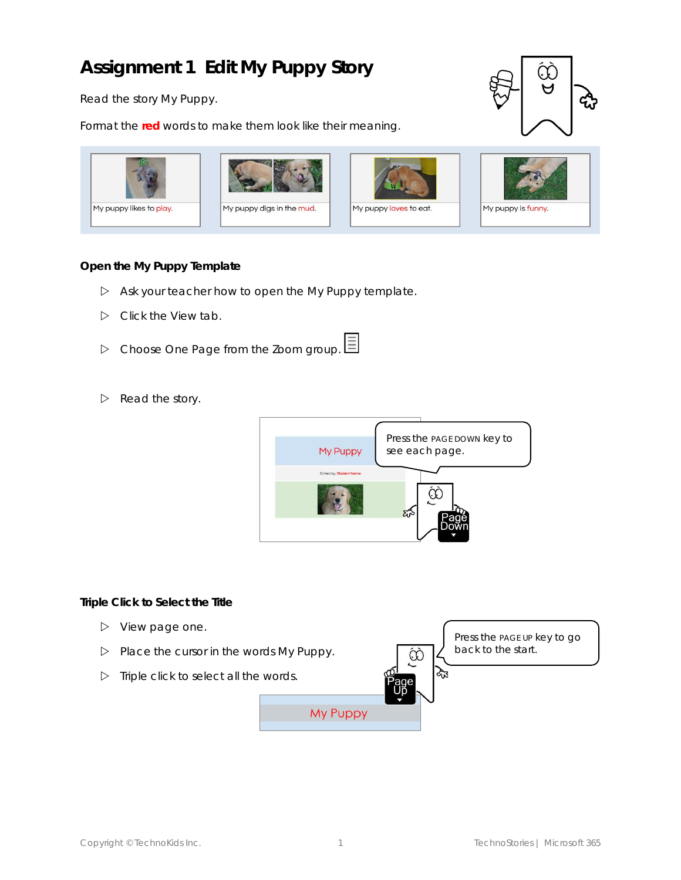# Assignment 1 Edit My Puppy Story

Read the story My Puppy.

Format the **red** words to make them look like their meaning.

My puppy likes to play.

My puppy digs in the mud.

My puppy loves to eat.

My puppy is funny.

### Open the My Puppy Template

- ▷ Ask your teacher how to open the My Puppy template.
- ▷ Click the View tab.
- ▷ Choose One Page from the Zoom group.
- ▷ Read the story.

Press the PAGE DOWN key to see each page.

### Triple Click to Select the Title

- ▷ View page one.
- ▷ Place the cursor in the words My Puppy.
- ▷ Triple click to select all the words.

Press the PAGE UP key to go back to the start.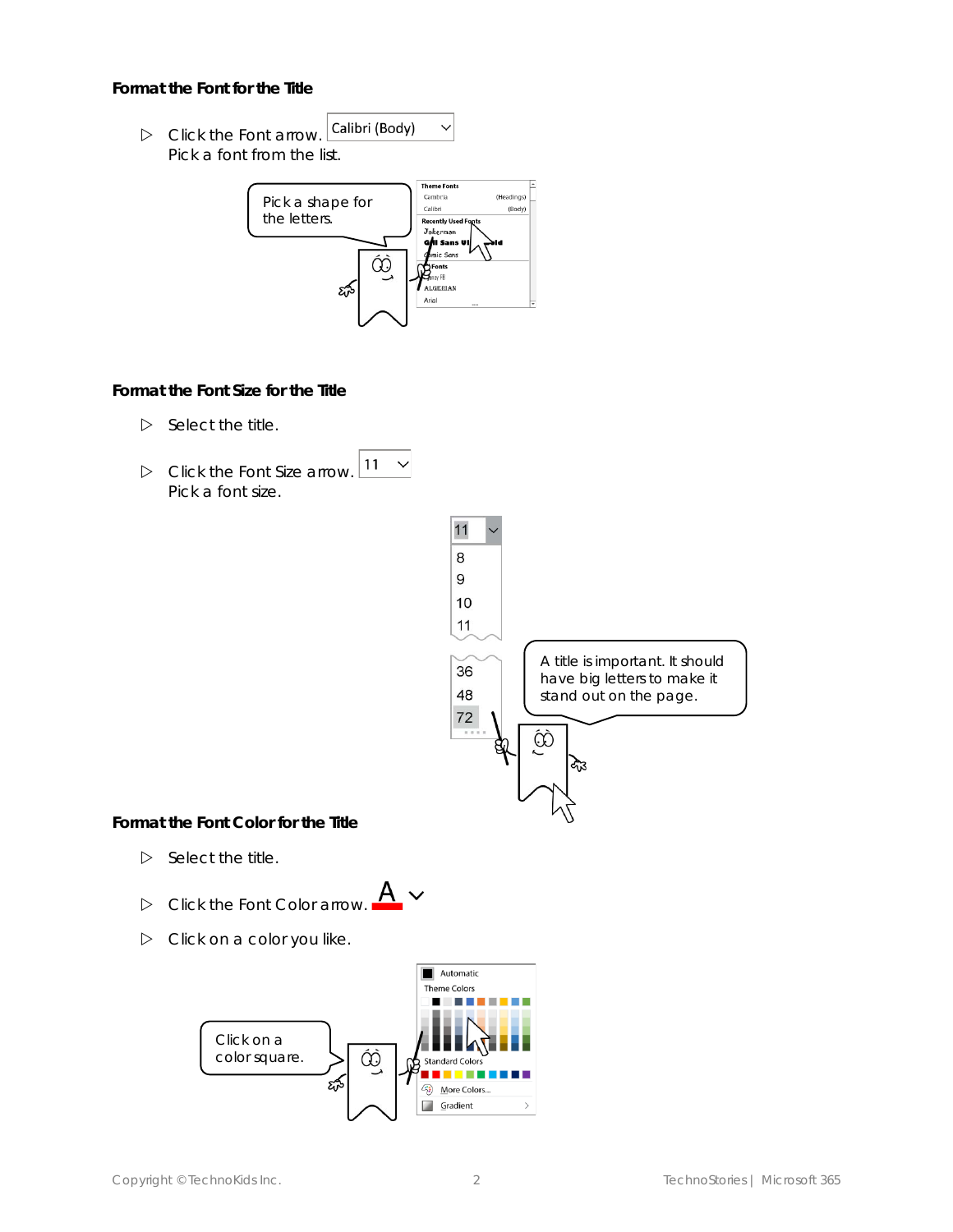### Format the Font for the Title

▷ Click the Font arrow. Calibri (Body)
Pick a font from the list.

Pick a shape for the letters.

### Format the Font Size for the Title

▷ Select the title.

▷ Click the Font Size arrow. 11
Pick a font size.

A title is important. It should have big letters to make it stand out on the page.

### Format the Font Color for the Title

▷ Select the title.

▷ Click the Font Color arrow.

▷ Click on a color you like.

Click on a color square.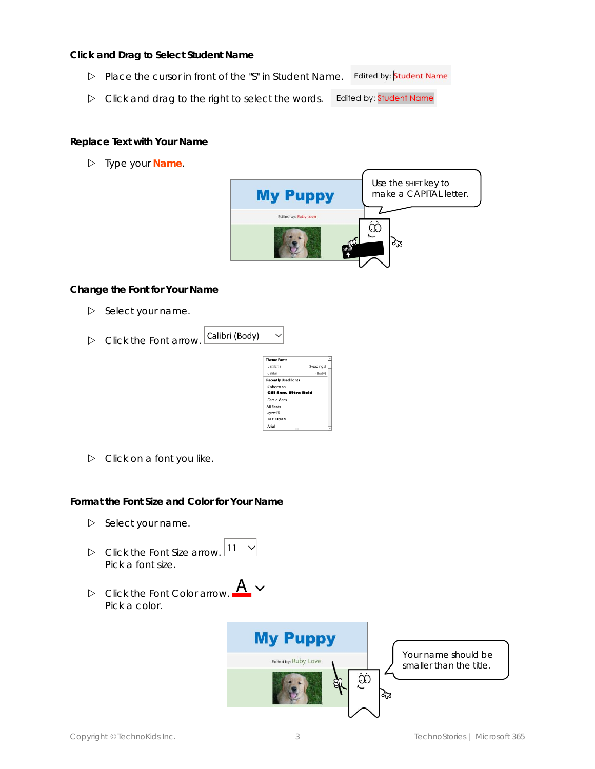**Click and Drag to Select Student Name**

- ▷ Place the cursor in front of the "S" in Student Name. Edited by: Student Name
- ▷ Click and drag to the right to select the words. Edited by: Student Name

**Replace Text with Your Name**

- ▷ Type your **Name**.

Use the SHIFT key to make a CAPITAL letter.

**Change the Font for Your Name**

- ▷ Select your name.
- ▷ Click the Font arrow. Calibri (Body)
- ▷ Click on a font you like.

**Format the Font Size and Color for Your Name**

- ▷ Select your name.
- ▷ Click the Font Size arrow. 11
  Pick a font size.
- ▷ Click the Font Color arrow.
  Pick a color.

Your name should be smaller than the title.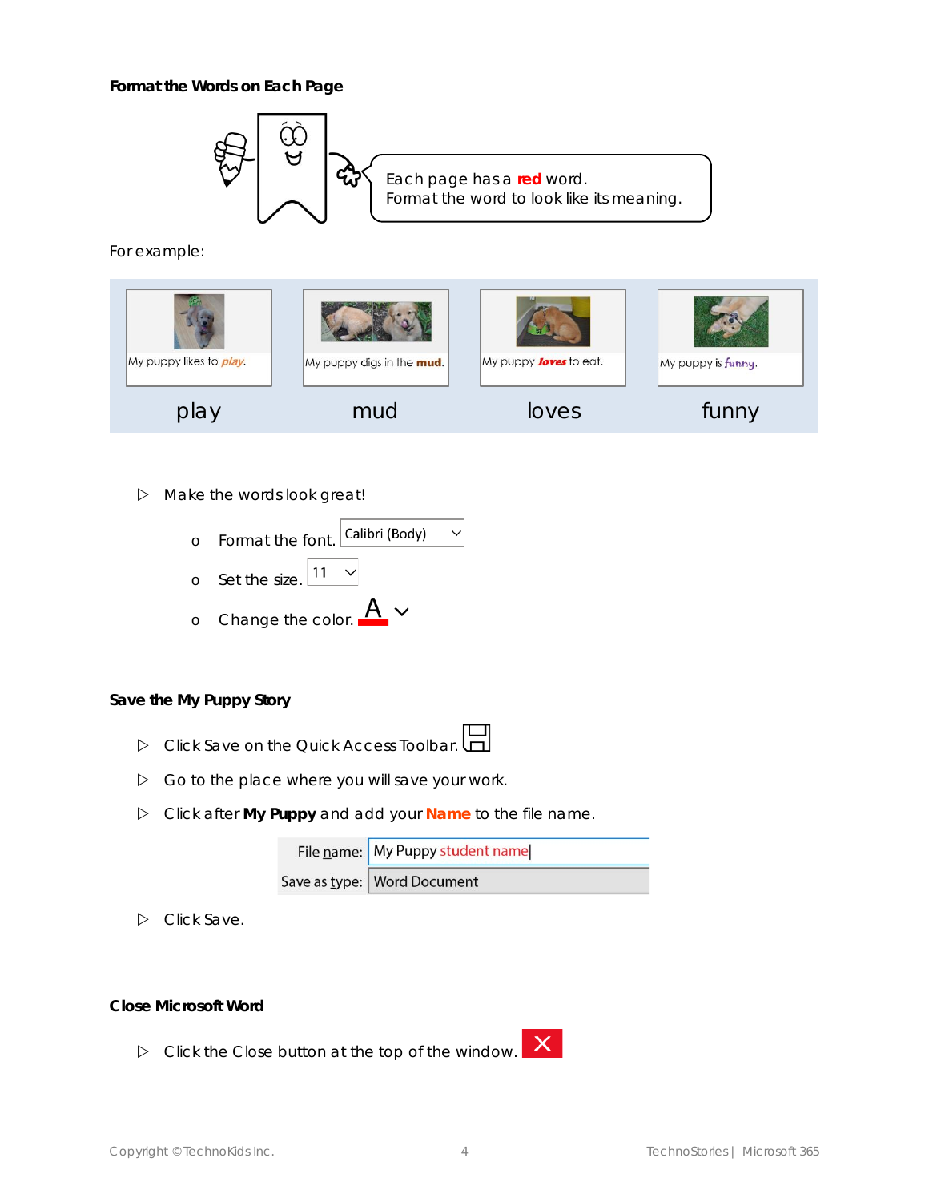### Format the Words on Each Page

Each page has a **red** word.
Format the word to look like its meaning.

For example:

| My puppy likes to *play*. | My puppy digs in the **mud**. | My puppy ***loves*** to eat. | My puppy is funny. |
|---|---|---|---|
| play | mud | loves | funny |

- Make the words look great!
    - Format the font. Calibri (Body)
    - Set the size. 11
    - Change the color. A

### Save the My Puppy Story

- Click Save on the Quick Access Toolbar.
- Go to the place where you will save your work.
- Click after **My Puppy** and add your **Name** to the file name.

| File name: | My Puppy student name |
|---|---|
| Save as type: | Word Document |

- Click Save.

### Close Microsoft Word

- Click the Close button at the top of the window.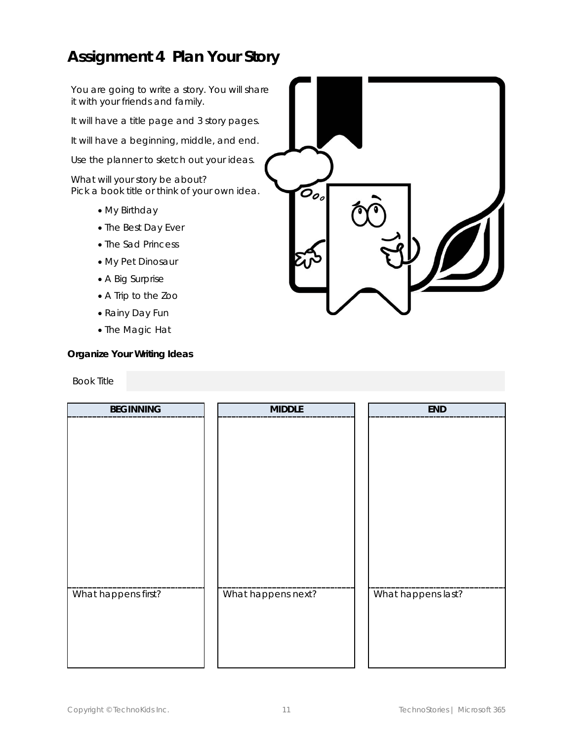# Assignment 4 Plan Your Story

You are going to write a story. You will share it with your friends and family.

It will have a title page and 3 story pages.

It will have a beginning, middle, and end.

Use the planner to sketch out your ideas.

What will your story be about?
Pick a book title or think of your own idea.

- My Birthday
- The Best Day Ever
- The Sad Princess
- My Pet Dinosaur
- A Big Surprise
- A Trip to the Zoo
- Rainy Day Fun
- The Magic Hat

**Organize Your Writing Ideas**

| Book Title | |
|---|---|

| BEGINNING | MIDDLE | END |
|---|---|---|
| | | |
| What happens first? | What happens next? | What happens last? |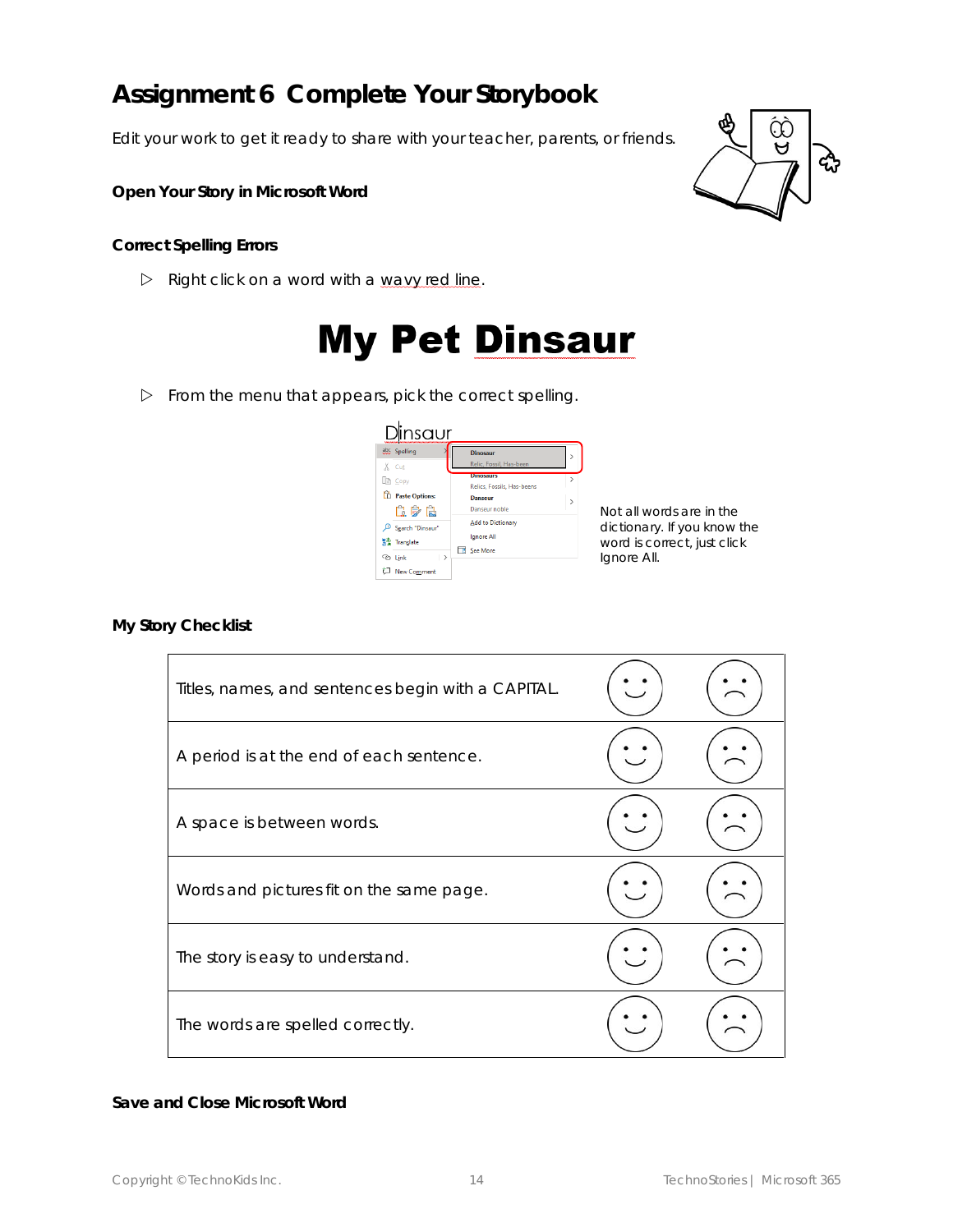# Assignment 6 Complete Your Storybook

Edit your work to get it ready to share with your teacher, parents, or friends.

### Open Your Story in Microsoft Word

### Correct Spelling Errors

- ▷ Right click on a word with a wavy red line.

# My Pet Dinsaur

- ▷ From the menu that appears, pick the correct spelling.

Not all words are in the dictionary. If you know the word is correct, just click Ignore All.

### My Story Checklist

| | | |
|---|---|---|
| Titles, names, and sentences begin with a CAPITAL. | ☺ | ☹ |
| A period is at the end of each sentence. | ☺ | ☹ |
| A space is between words. | ☺ | ☹ |
| Words and pictures fit on the same page. | ☺ | ☹ |
| The story is easy to understand. | ☺ | ☹ |
| The words are spelled correctly. | ☺ | ☹ |

### Save and Close Microsoft Word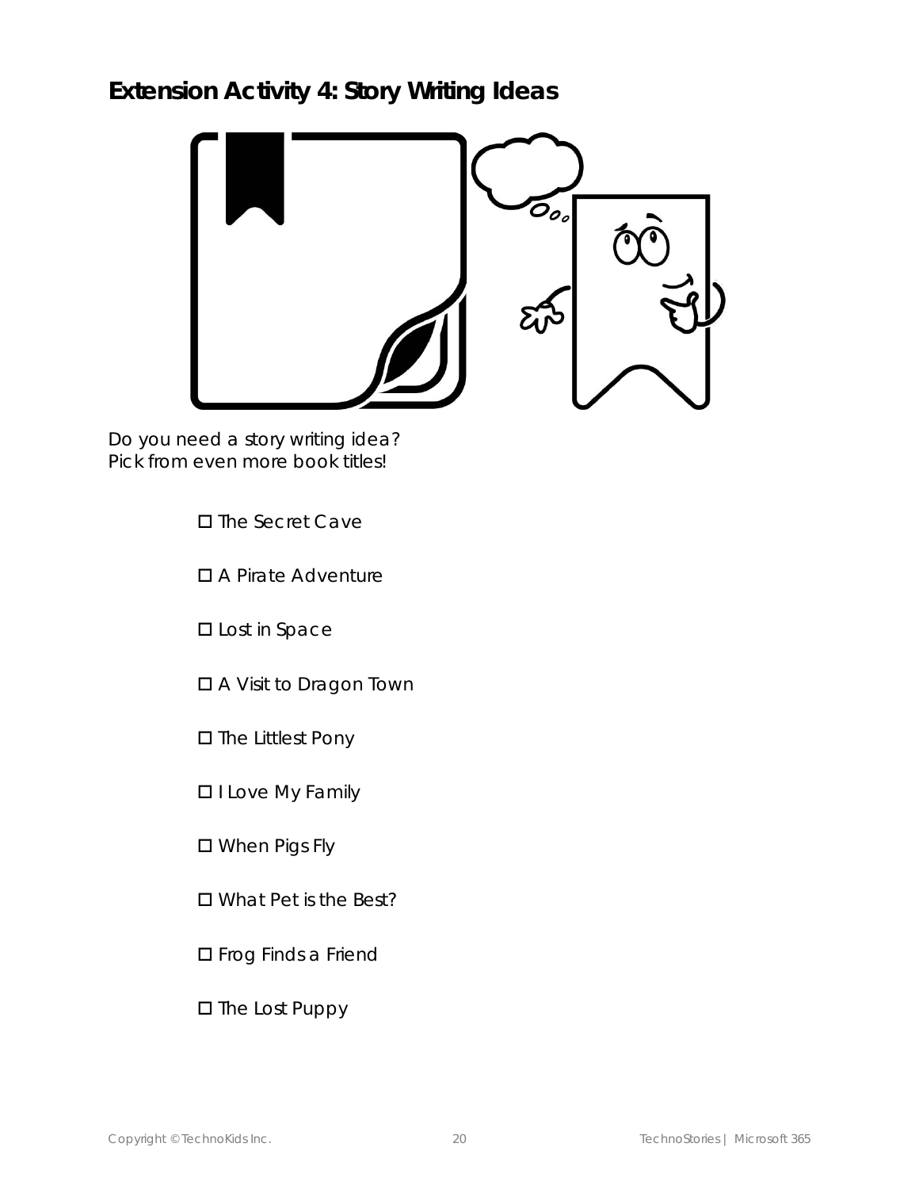## Extension Activity 4: Story Writing Ideas

Do you need a story writing idea?
Pick from even more book titles!

- ☐ The Secret Cave
- ☐ A Pirate Adventure
- ☐ Lost in Space
- ☐ A Visit to Dragon Town
- ☐ The Littlest Pony
- ☐ I Love My Family
- ☐ When Pigs Fly
- ☐ What Pet is the Best?
- ☐ Frog Finds a Friend
- ☐ The Lost Puppy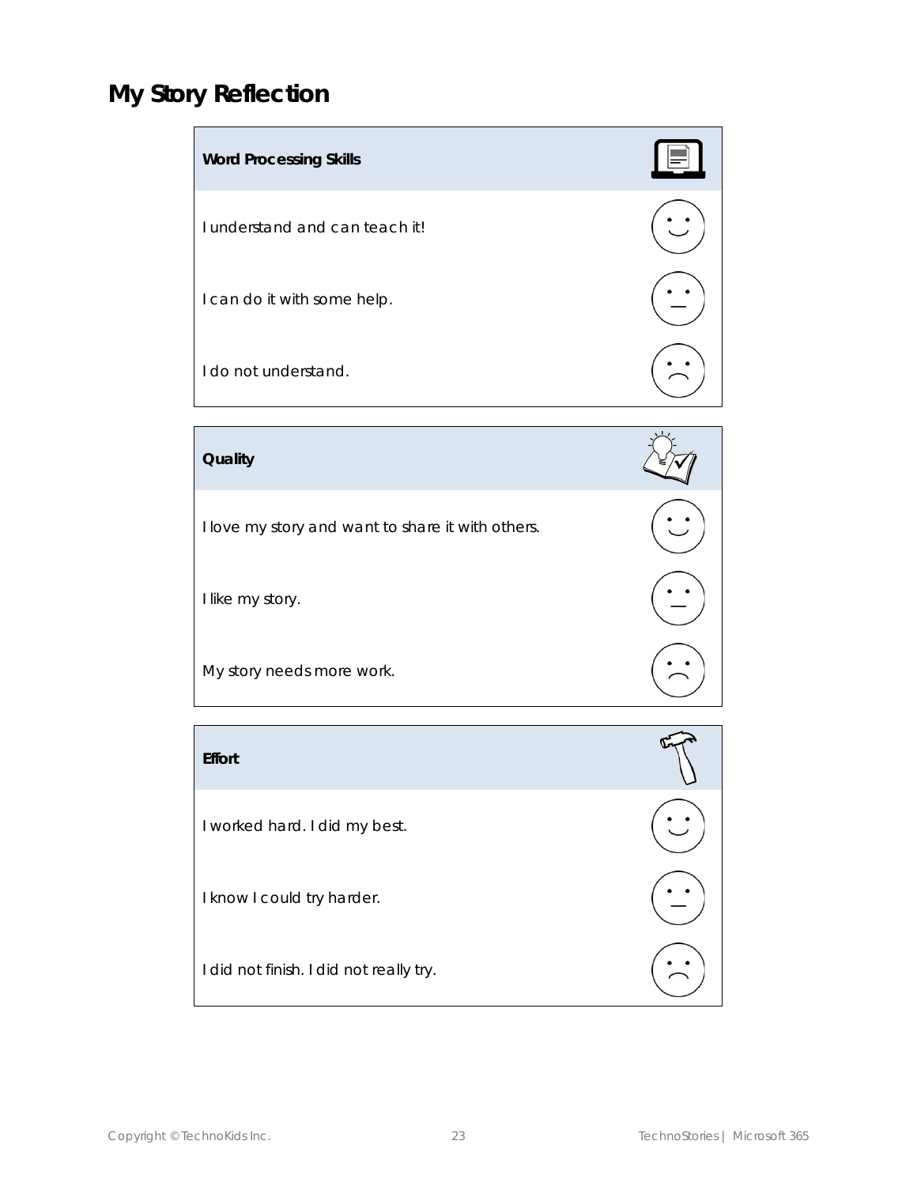# My Story Reflection

| Word Processing Skills |
| --- |
| I understand and can teach it! |
| I can do it with some help. |
| I do not understand. |

| Quality |
| --- |
| I love my story and want to share it with others. |
| I like my story. |
| My story needs more work. |

| Effort |
| --- |
| I worked hard. I did my best. |
| I know I could try harder. |
| I did not finish. I did not really try. |